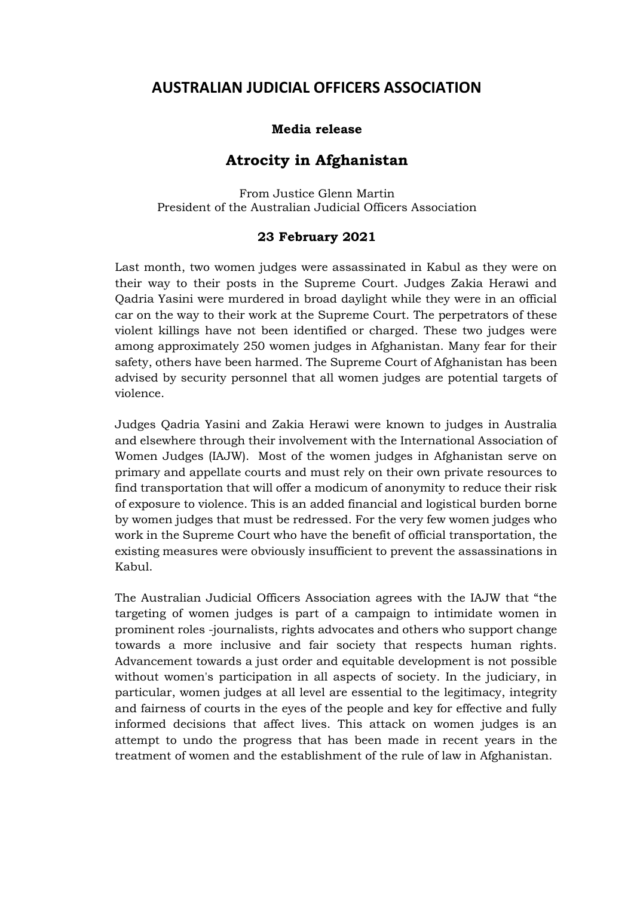# AUSTRALIAN JUDICIAL OFFICERS ASSOCIATION

**Media release**

## Atrocity in Afghanistan

From Justice Glenn Martin
President of the Australian Judicial Officers Association

**23 February 2021**

Last month, two women judges were assassinated in Kabul as they were on their way to their posts in the Supreme Court. Judges Zakia Herawi and Qadria Yasini were murdered in broad daylight while they were in an official car on the way to their work at the Supreme Court. The perpetrators of these violent killings have not been identified or charged. These two judges were among approximately 250 women judges in Afghanistan. Many fear for their safety, others have been harmed. The Supreme Court of Afghanistan has been advised by security personnel that all women judges are potential targets of violence.

Judges Qadria Yasini and Zakia Herawi were known to judges in Australia and elsewhere through their involvement with the International Association of Women Judges (IAJW). Most of the women judges in Afghanistan serve on primary and appellate courts and must rely on their own private resources to find transportation that will offer a modicum of anonymity to reduce their risk of exposure to violence. This is an added financial and logistical burden borne by women judges that must be redressed. For the very few women judges who work in the Supreme Court who have the benefit of official transportation, the existing measures were obviously insufficient to prevent the assassinations in Kabul.

The Australian Judicial Officers Association agrees with the IAJW that "the targeting of women judges is part of a campaign to intimidate women in prominent roles -journalists, rights advocates and others who support change towards a more inclusive and fair society that respects human rights. Advancement towards a just order and equitable development is not possible without women's participation in all aspects of society. In the judiciary, in particular, women judges at all level are essential to the legitimacy, integrity and fairness of courts in the eyes of the people and key for effective and fully informed decisions that affect lives. This attack on women judges is an attempt to undo the progress that has been made in recent years in the treatment of women and the establishment of the rule of law in Afghanistan.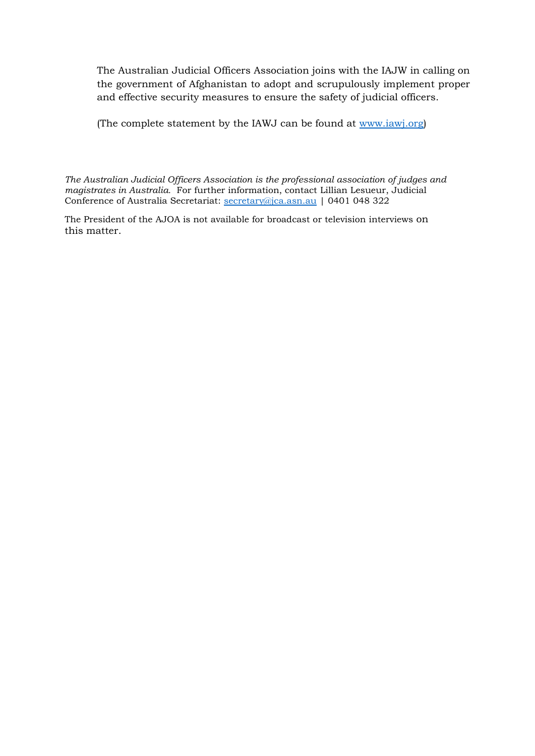The Australian Judicial Officers Association joins with the IAJW in calling on the government of Afghanistan to adopt and scrupulously implement proper and effective security measures to ensure the safety of judicial officers.

(The complete statement by the IAWJ can be found at www.iawj.org)

*The Australian Judicial Officers Association is the professional association of judges and magistrates in Australia.* For further information, contact Lillian Lesueur, Judicial Conference of Australia Secretariat: secretary@jca.asn.au | 0401 048 322

The President of the AJOA is not available for broadcast or television interviews on this matter.